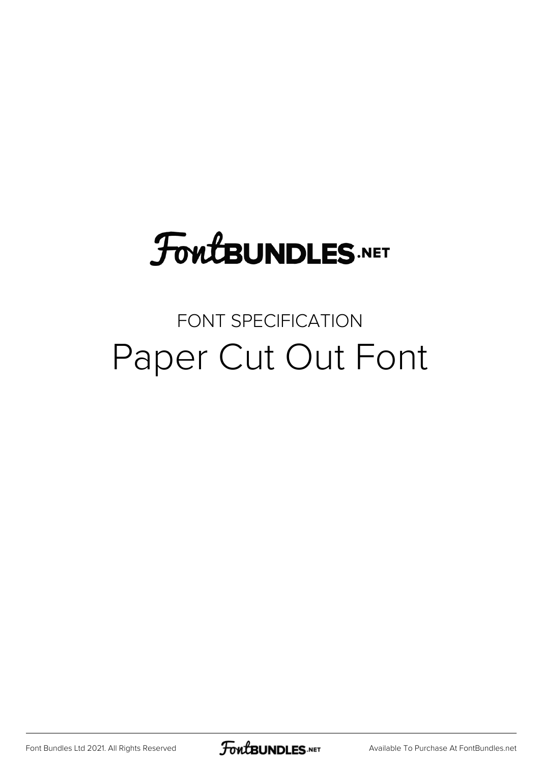FontBUNDLES.NET

FONT SPECIFICATION

# Paper Cut Out Font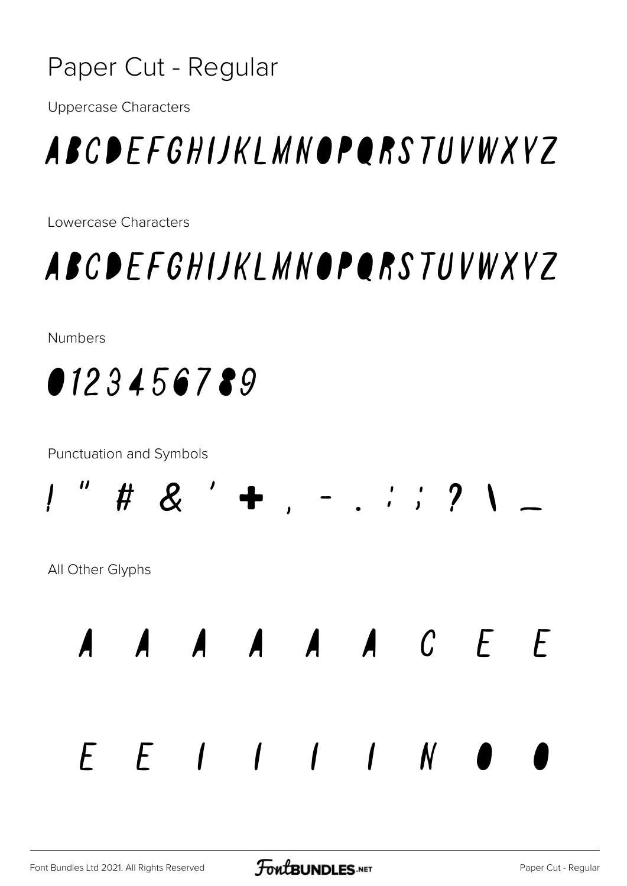# Paper Cut - Regular

Uppercase Characters

ABCDEFGHIJKLMNOPQRSTUVWXYZ

Lowercase Characters

ABCDEFGHIJKLMNOPQRSTUVWXYZ

Numbers

0123456789

Punctuation and Symbols

! " # & ' + , - . : ; ? \ _

All Other Glyphs

A A A A A A C E E

E E I I I I N O O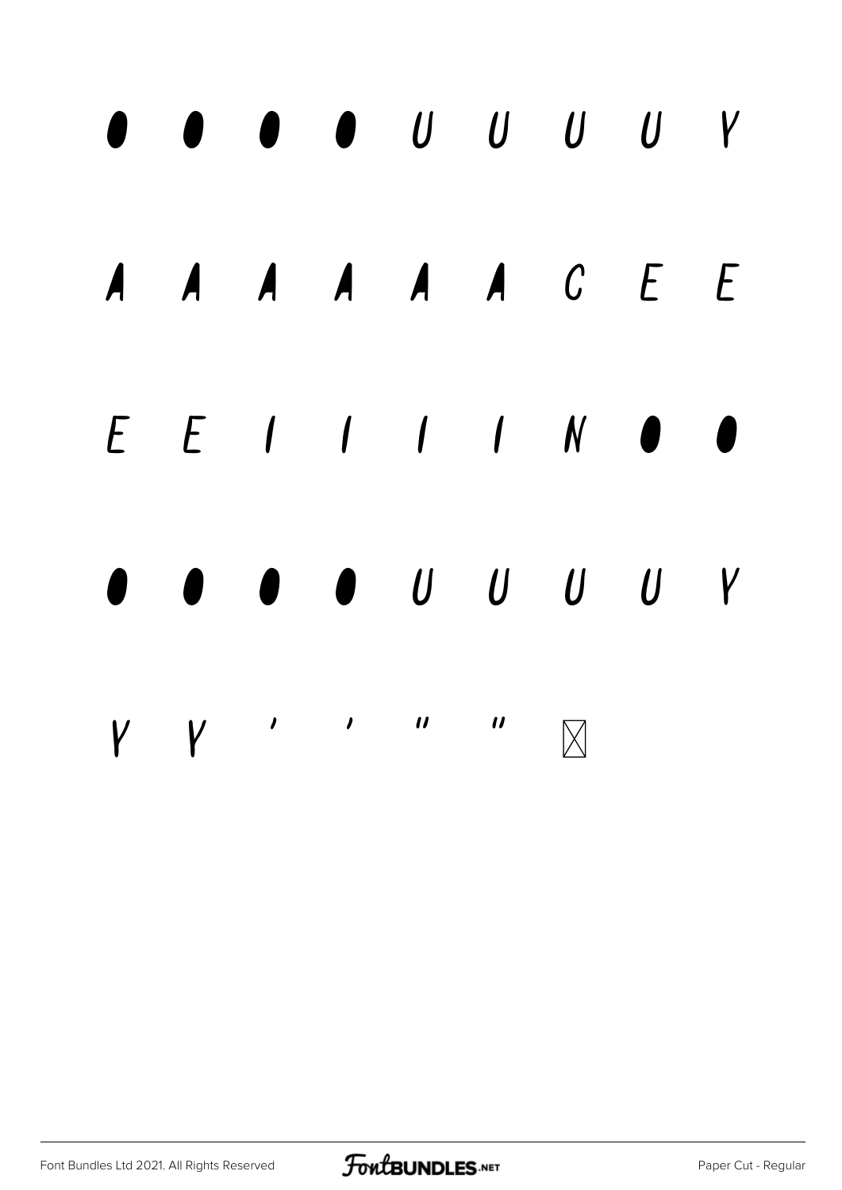O O O O U U U U Y

A A A A A A C E E

E E I I I I N O O

O O O O U U U U Y

Y Y ' ' " " ⊠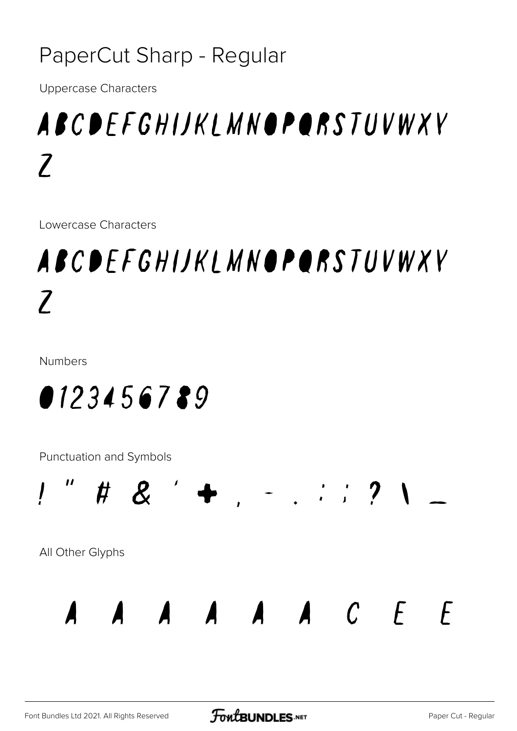# PaperCut Sharp - Regular

Uppercase Characters

ABCDEFGHIJKLMNOPQRSTUVWXY Z

Lowercase Characters

ABCDEFGHIJKLMNOPQRSTUVWXY Z

Numbers

0123456789

Punctuation and Symbols

! " # & ' + , - . : ; ? \ _

All Other Glyphs

A A A A A A C E E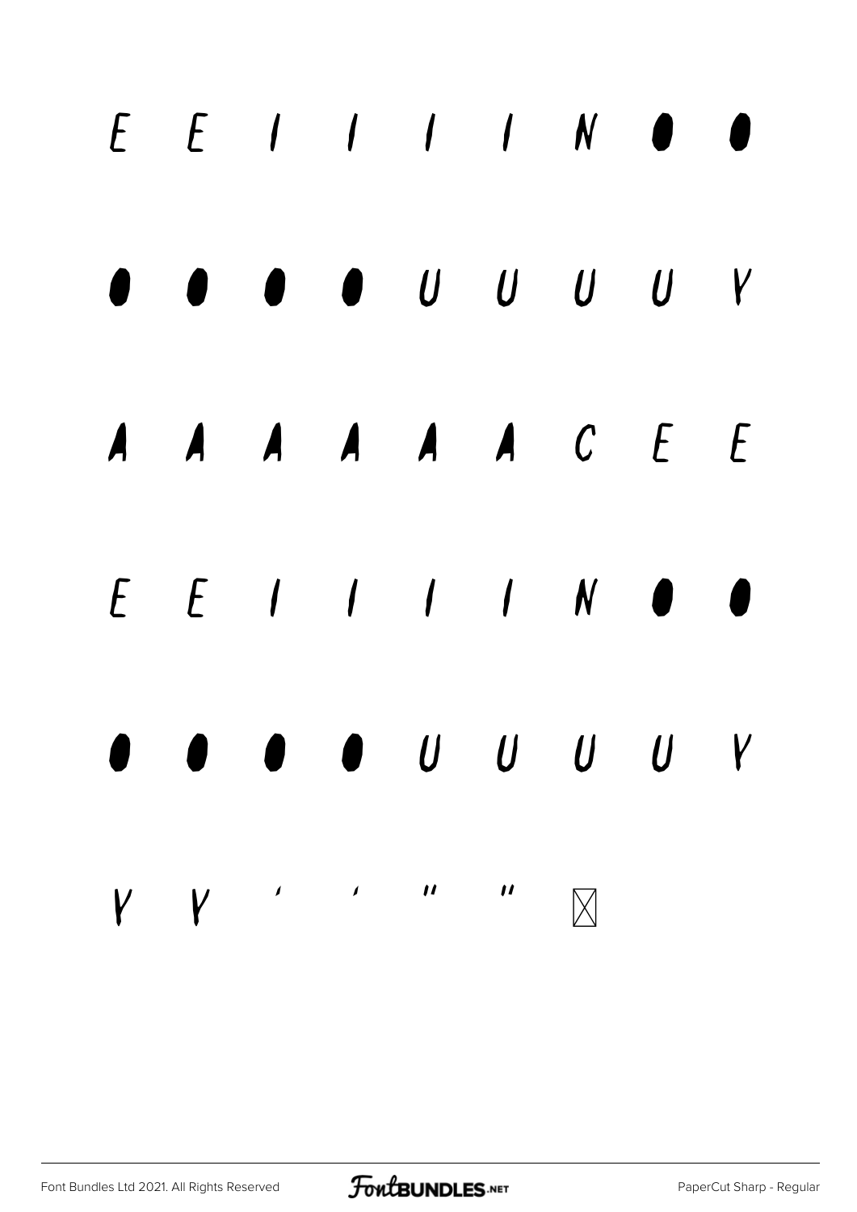E E I I I I N O O

O O O O U U U U Y

A A A A A A C E E

E E I I I I N O O

O O O O U U U U Y

Y Y ' ' " " ⊠